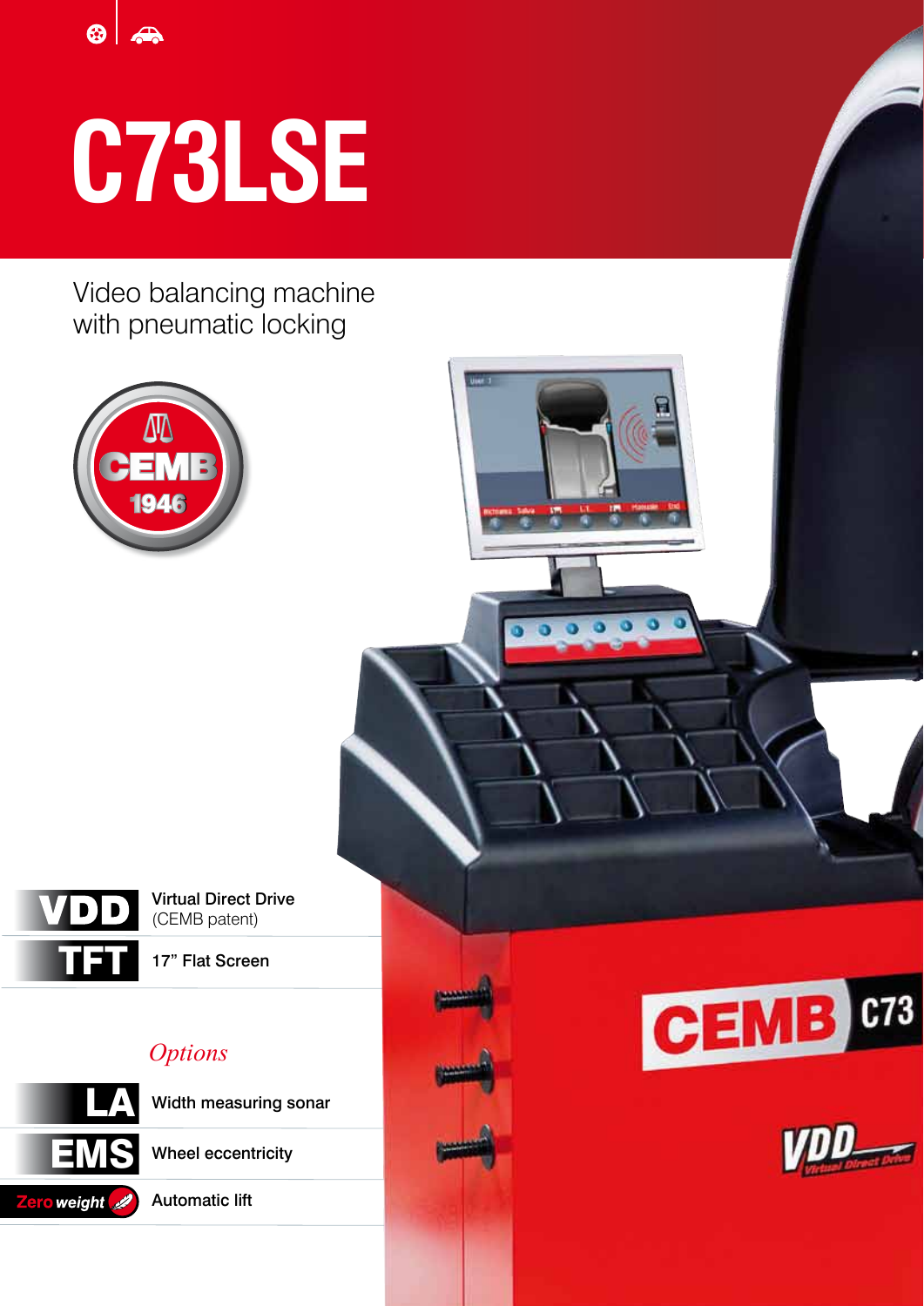# C73LSE

Video balancing machine
with pneumatic locking

| | |
|---|---|
| **VDD** | **Virtual Direct Drive** (CEMB patent) |
| **TFT** | **17” Flat Screen** |

*Options*

| | |
|---|---|
| **LA** | **Width measuring sonar** |
| **EMS** | **Wheel eccentricity** |
| **Zero weight** | **Automatic lift** |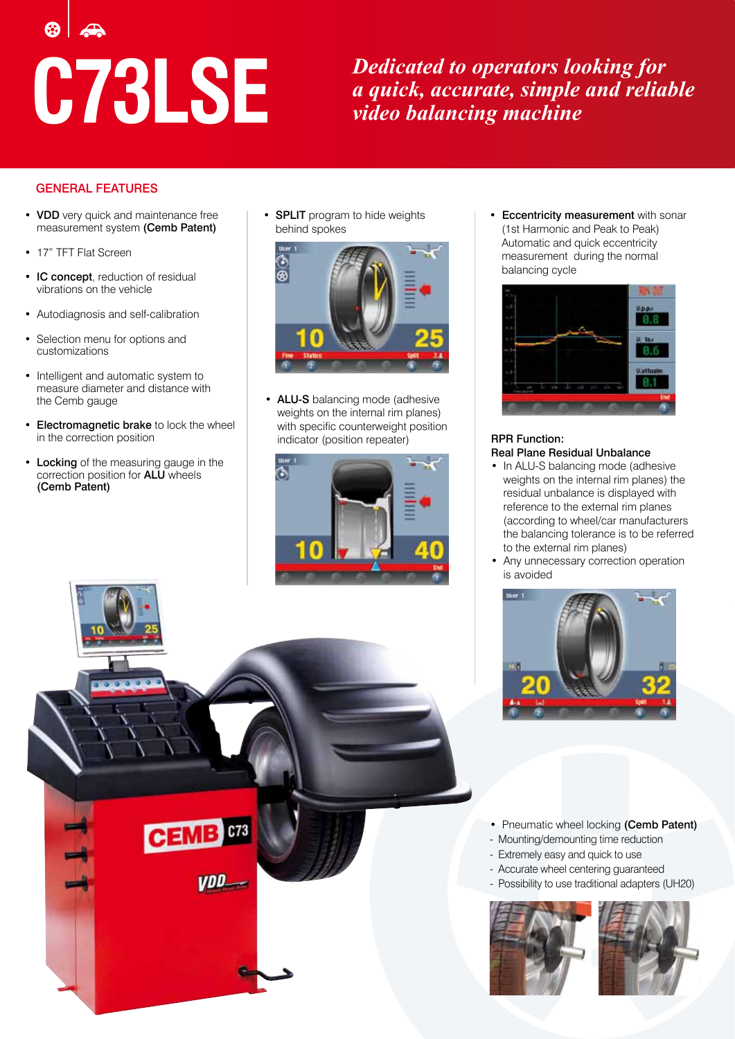# C73LSE

*Dedicated to operators looking for a quick, accurate, simple and reliable video balancing machine*

## GENERAL FEATURES

- **VDD** very quick and maintenance free measurement system **(Cemb Patent)**
- 17" TFT Flat Screen
- **IC concept**, reduction of residual vibrations on the vehicle
- Autodiagnosis and self-calibration
- Selection menu for options and customizations
- Intelligent and automatic system to measure diameter and distance with the Cemb gauge
- **Electromagnetic brake** to lock the wheel in the correction position
- **Locking** of the measuring gauge in the correction position for **ALU** wheels **(Cemb Patent)**

- **SPLIT** program to hide weights behind spokes
- **ALU-S** balancing mode (adhesive weights on the internal rim planes) with specific counterweight position indicator (position repeater)

- **Eccentricity measurement** with sonar (1st Harmonic and Peak to Peak) Automatic and quick eccentricity measurement during the normal balancing cycle

**RPR Function:**
**Real Plane Residual Unbalance**

- In ALU-S balancing mode (adhesive weights on the internal rim planes) the residual unbalance is displayed with reference to the external rim planes (according to wheel/car manufacturers the balancing tolerance is to be referred to the external rim planes)
- Any unnecessary correction operation is avoided

- Pneumatic wheel locking **(Cemb Patent)**
  - Mounting/demounting time reduction
  - Extremely easy and quick to use
  - Accurate wheel centering guaranteed
  - Possibility to use traditional adapters (UH20)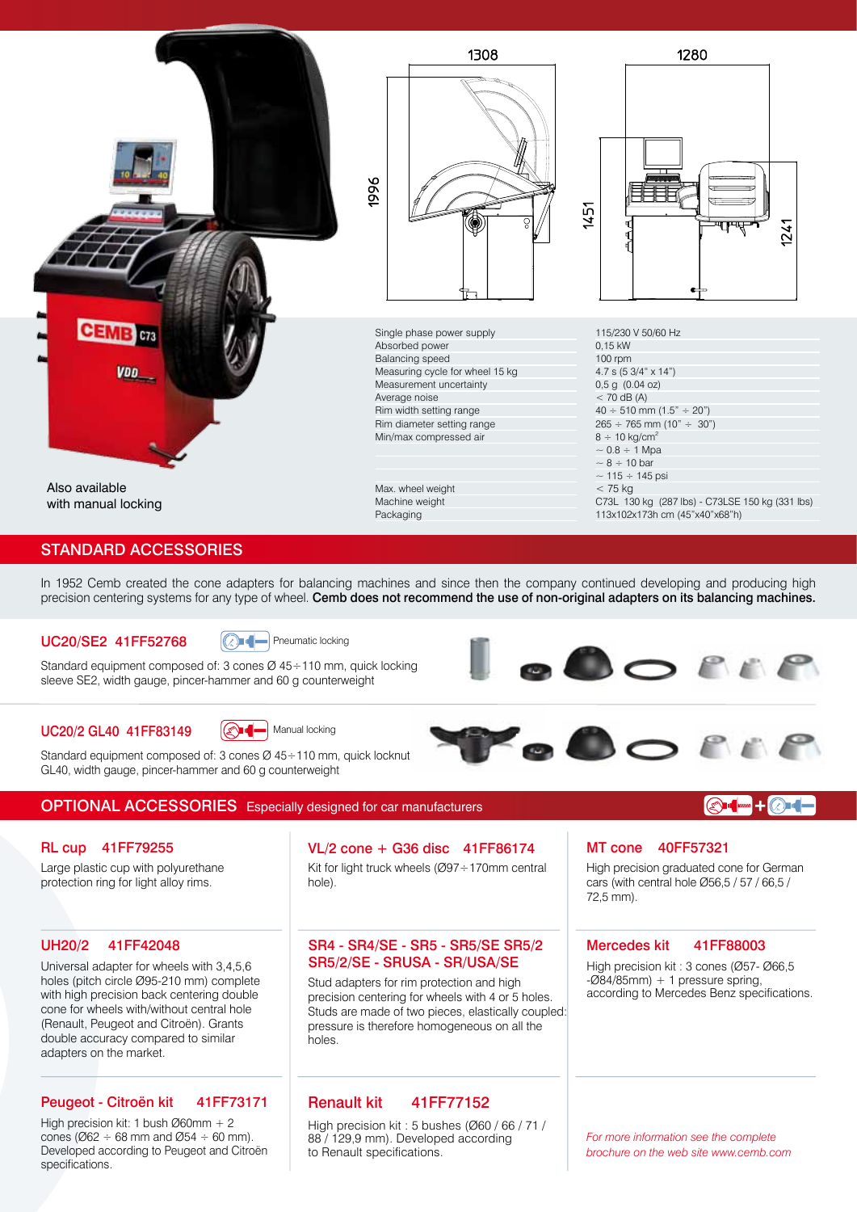Also available with manual locking

| | |
|---|---|
| Single phase power supply | 115/230 V 50/60 Hz |
| Absorbed power | 0,15 kW |
| Balancing speed | 100 rpm |
| Measuring cycle for wheel 15 kg | 4.7 s (5 3/4" x 14") |
| Measurement uncertainty | 0,5 g (0.04 oz) |
| Average noise | < 70 dB (A) |
| Rim width setting range | 40 ÷ 510 mm (1.5" ÷ 20") |
| Rim diameter setting range | 265 ÷ 765 mm (10" ÷ 30") |
| Min/max compressed air | 8 ÷ 10 kg/cm² |
| | ~ 0.8 ÷ 1 Mpa |
| | ~ 8 ÷ 10 bar |
| | ~ 115 ÷ 145 psi |
| Max. wheel weight | < 75 kg |
| Machine weight | C73L 130 kg (287 lbs) - C73LSE 150 kg (331 lbs) |
| Packaging | 113x102x173h cm (45"x40"x68"h) |

## STANDARD ACCESSORIES

In 1952 Cemb created the cone adapters for balancing machines and since then the company continued developing and producing high precision centering systems for any type of wheel. **Cemb does not recommend the use of non-original adapters on its balancing machines.**

### UC20/SE2 41FF52768

Pneumatic locking

Standard equipment composed of: 3 cones Ø 45÷110 mm, quick locking sleeve SE2, width gauge, pincer-hammer and 60 g counterweight

### UC20/2 GL40 41FF83149

Manual locking

Standard equipment composed of: 3 cones Ø 45÷110 mm, quick locknut GL40, width gauge, pincer-hammer and 60 g counterweight

## OPTIONAL ACCESSORIES Especially designed for car manufacturers

### RL cup 41FF79255

Large plastic cup with polyurethane protection ring for light alloy rims.

### UH20/2 41FF42048

Universal adapter for wheels with 3,4,5,6 holes (pitch circle Ø95-210 mm) complete with high precision back centering double cone for wheels with/without central hole (Renault, Peugeot and Citroën). Grants double accuracy compared to similar adapters on the market.

### Peugeot - Citroën kit 41FF73171

High precision kit: 1 bush Ø60mm + 2 cones (Ø62 ÷ 68 mm and Ø54 ÷ 60 mm). Developed according to Peugeot and Citroën specifications.

### VL/2 cone + G36 disc 41FF86174

Kit for light truck wheels (Ø97÷170mm central hole).

### SR4 - SR4/SE - SR5 - SR5/SE SR5/2 SR5/2/SE - SRUSA - SR/USA/SE

Stud adapters for rim protection and high precision centering for wheels with 4 or 5 holes. Studs are made of two pieces, elastically coupled: pressure is therefore homogeneous on all the holes.

### Renault kit 41FF77152

High precision kit : 5 bushes (Ø60 / 66 / 71 / 88 / 129,9 mm). Developed according to Renault specifications.

### MT cone 40FF57321

High precision graduated cone for German cars (with central hole Ø56,5 / 57 / 66,5 / 72,5 mm).

### Mercedes kit 41FF88003

High precision kit : 3 cones (Ø57- Ø66,5 -Ø84/85mm) + 1 pressure spring, according to Mercedes Benz specifications.

*For more information see the complete brochure on the web site www.cemb.com*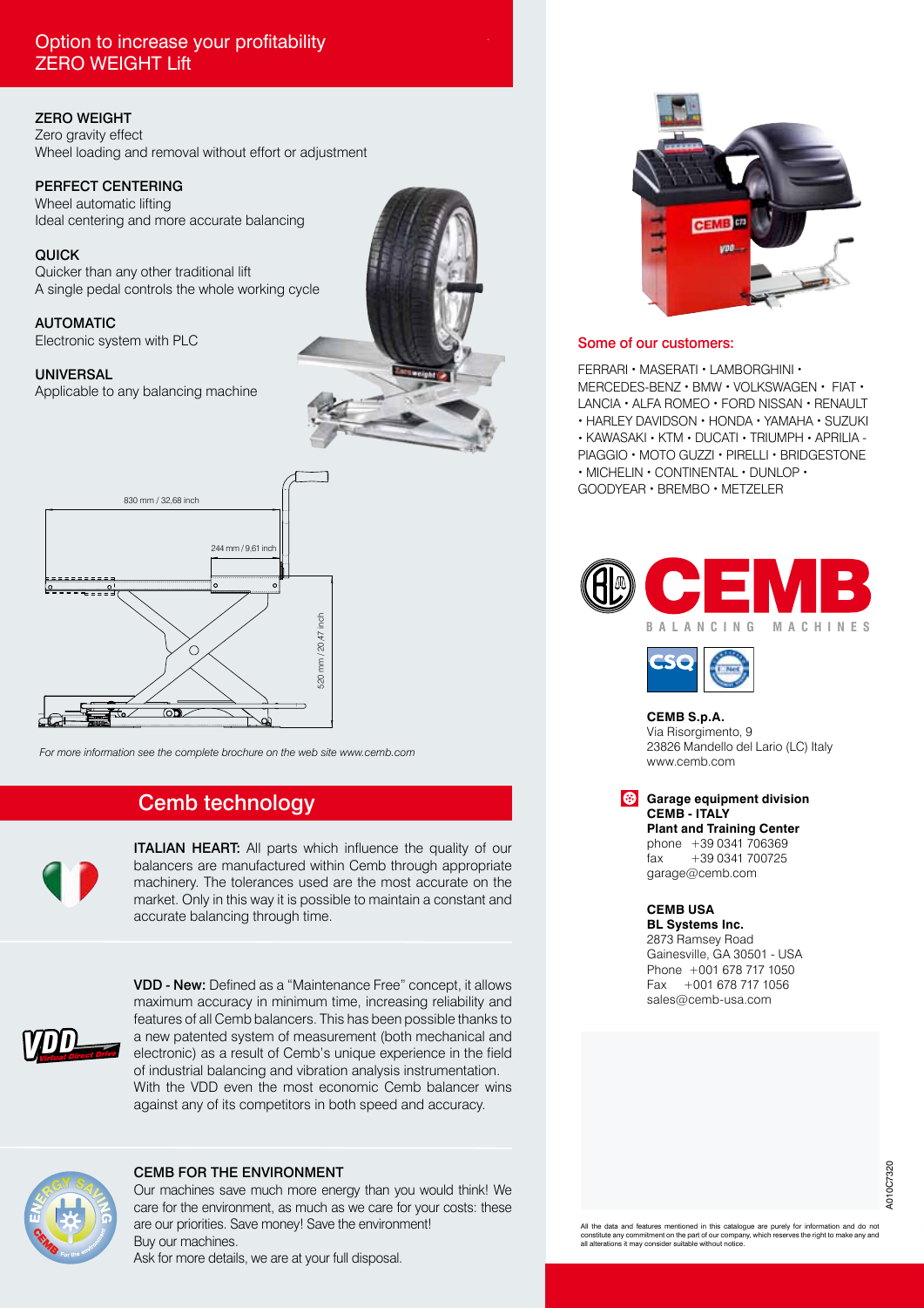## Option to increase your profitability ZERO WEIGHT Lift

**ZERO WEIGHT**
Zero gravity effect
Wheel loading and removal without effort or adjustment

**PERFECT CENTERING**
Wheel automatic lifting
Ideal centering and more accurate balancing

**QUICK**
Quicker than any other traditional lift
A single pedal controls the whole working cycle

**AUTOMATIC**
Electronic system with PLC

**UNIVERSAL**
Applicable to any balancing machine

830 mm / 32,68 inch
244 mm / 9,61 inch
520 mm / 20,47 inch

*For more information see the complete brochure on the web site www.cemb.com*

## Cemb technology

**ITALIAN HEART:** All parts which influence the quality of our balancers are manufactured within Cemb through appropriate machinery. The tolerances used are the most accurate on the market. Only in this way it is possible to maintain a constant and accurate balancing through time.

**VDD - New:** Defined as a "Maintenance Free" concept, it allows maximum accuracy in minimum time, increasing reliability and features of all Cemb balancers. This has been possible thanks to a new patented system of measurement (both mechanical and electronic) as a result of Cemb's unique experience in the field of industrial balancing and vibration analysis instrumentation. With the VDD even the most economic Cemb balancer wins against any of its competitors in both speed and accuracy.

**CEMB FOR THE ENVIRONMENT**
Our machines save much more energy than you would think! We care for the environment, as much as we care for your costs: these are our priorities. Save money! Save the environment!
Buy our machines.
Ask for more details, we are at your full disposal.

### Some of our customers:

FERRARI • MASERATI • LAMBORGHINI • MERCEDES-BENZ • BMW • VOLKSWAGEN • FIAT • LANCIA • ALFA ROMEO • FORD NISSAN • RENAULT • HARLEY DAVIDSON • HONDA • YAMAHA • SUZUKI • KAWASAKI • KTM • DUCATI • TRIUMPH • APRILIA - PIAGGIO • MOTO GUZZI • PIRELLI • BRIDGESTONE • MICHELIN • CONTINENTAL • DUNLOP • GOODYEAR • BREMBO • METZELER

CEMB
BALANCING MACHINES

**CEMB S.p.A.**
Via Risorgimento, 9
23826 Mandello del Lario (LC) Italy
www.cemb.com

**Garage equipment division**
**CEMB - ITALY**
**Plant and Training Center**
phone +39 0341 706369
fax +39 0341 700725
garage@cemb.com

**CEMB USA**
**BL Systems Inc.**
2873 Ramsey Road
Gainesville, GA 30501 - USA
Phone +001 678 717 1050
Fax +001 678 717 1056
sales@cemb-usa.com

A010C7320

All the data and features mentioned in this catalogue are purely for information and do not constitute any commitment on the part of our company, which reserves the right to make any and all alterations it may consider suitable without notice.